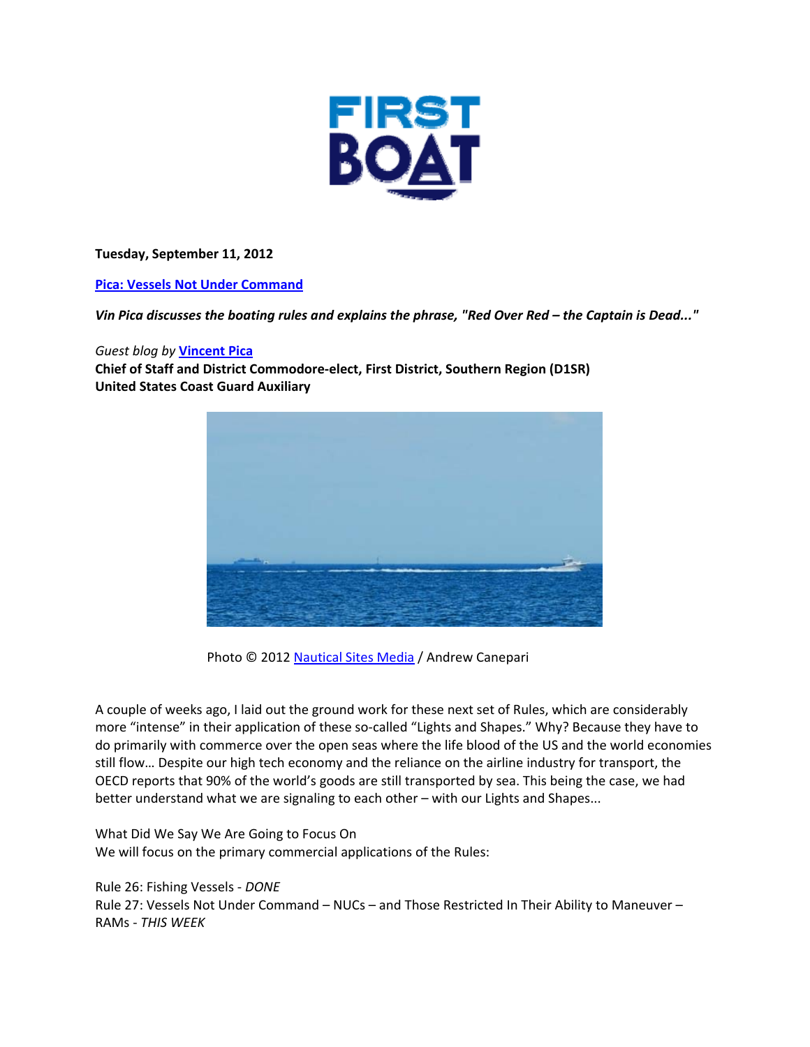# FIRST BOAT

**Tuesday, September 11, 2012**

**[Pica: Vessels Not Under Command](#)**

***Vin Pica discusses the boating rules and explains the phrase, "Red Over Red – the Captain is Dead..."***

*Guest blog by* **[Vincent Pica](#)**
**Chief of Staff and District Commodore-elect, First District, Southern Region (D1SR)**
**United States Coast Guard Auxiliary**

Photo © 2012 [Nautical Sites Media](#) / Andrew Canepari

A couple of weeks ago, I laid out the ground work for these next set of Rules, which are considerably more "intense" in their application of these so-called "Lights and Shapes." Why? Because they have to do primarily with commerce over the open seas where the life blood of the US and the world economies still flow… Despite our high tech economy and the reliance on the airline industry for transport, the OECD reports that 90% of the world's goods are still transported by sea. This being the case, we had better understand what we are signaling to each other – with our Lights and Shapes...

What Did We Say We Are Going to Focus On
We will focus on the primary commercial applications of the Rules:

Rule 26: Fishing Vessels - *DONE*
Rule 27: Vessels Not Under Command – NUCs – and Those Restricted In Their Ability to Maneuver – RAMs - *THIS WEEK*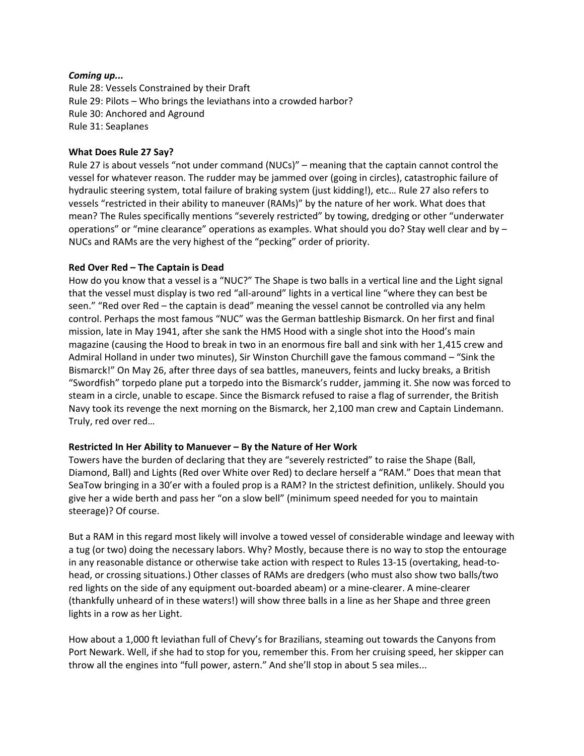***Coming up...***
Rule 28: Vessels Constrained by their Draft
Rule 29: Pilots – Who brings the leviathans into a crowded harbor?
Rule 30: Anchored and Aground
Rule 31: Seaplanes

**What Does Rule 27 Say?**
Rule 27 is about vessels "not under command (NUCs)" – meaning that the captain cannot control the vessel for whatever reason. The rudder may be jammed over (going in circles), catastrophic failure of hydraulic steering system, total failure of braking system (just kidding!), etc… Rule 27 also refers to vessels "restricted in their ability to maneuver (RAMs)" by the nature of her work. What does that mean? The Rules specifically mentions "severely restricted" by towing, dredging or other "underwater operations" or "mine clearance" operations as examples. What should you do? Stay well clear and by – NUCs and RAMs are the very highest of the "pecking" order of priority.

**Red Over Red – The Captain is Dead**
How do you know that a vessel is a "NUC?" The Shape is two balls in a vertical line and the Light signal that the vessel must display is two red "all-around" lights in a vertical line "where they can best be seen." "Red over Red – the captain is dead" meaning the vessel cannot be controlled via any helm control. Perhaps the most famous "NUC" was the German battleship Bismarck. On her first and final mission, late in May 1941, after she sank the HMS Hood with a single shot into the Hood's main magazine (causing the Hood to break in two in an enormous fire ball and sink with her 1,415 crew and Admiral Holland in under two minutes), Sir Winston Churchill gave the famous command – "Sink the Bismarck!" On May 26, after three days of sea battles, maneuvers, feints and lucky breaks, a British "Swordfish" torpedo plane put a torpedo into the Bismarck's rudder, jamming it. She now was forced to steam in a circle, unable to escape. Since the Bismarck refused to raise a flag of surrender, the British Navy took its revenge the next morning on the Bismarck, her 2,100 man crew and Captain Lindemann. Truly, red over red…

**Restricted In Her Ability to Manuever – By the Nature of Her Work**
Towers have the burden of declaring that they are "severely restricted" to raise the Shape (Ball, Diamond, Ball) and Lights (Red over White over Red) to declare herself a "RAM." Does that mean that SeaTow bringing in a 30'er with a fouled prop is a RAM? In the strictest definition, unlikely. Should you give her a wide berth and pass her "on a slow bell" (minimum speed needed for you to maintain steerage)? Of course.

But a RAM in this regard most likely will involve a towed vessel of considerable windage and leeway with a tug (or two) doing the necessary labors. Why? Mostly, because there is no way to stop the entourage in any reasonable distance or otherwise take action with respect to Rules 13-15 (overtaking, head-to-head, or crossing situations.) Other classes of RAMs are dredgers (who must also show two balls/two red lights on the side of any equipment out-boarded abeam) or a mine-clearer. A mine-clearer (thankfully unheard of in these waters!) will show three balls in a line as her Shape and three green lights in a row as her Light.

How about a 1,000 ft leviathan full of Chevy's for Brazilians, steaming out towards the Canyons from Port Newark. Well, if she had to stop for you, remember this. From her cruising speed, her skipper can throw all the engines into "full power, astern." And she'll stop in about 5 sea miles...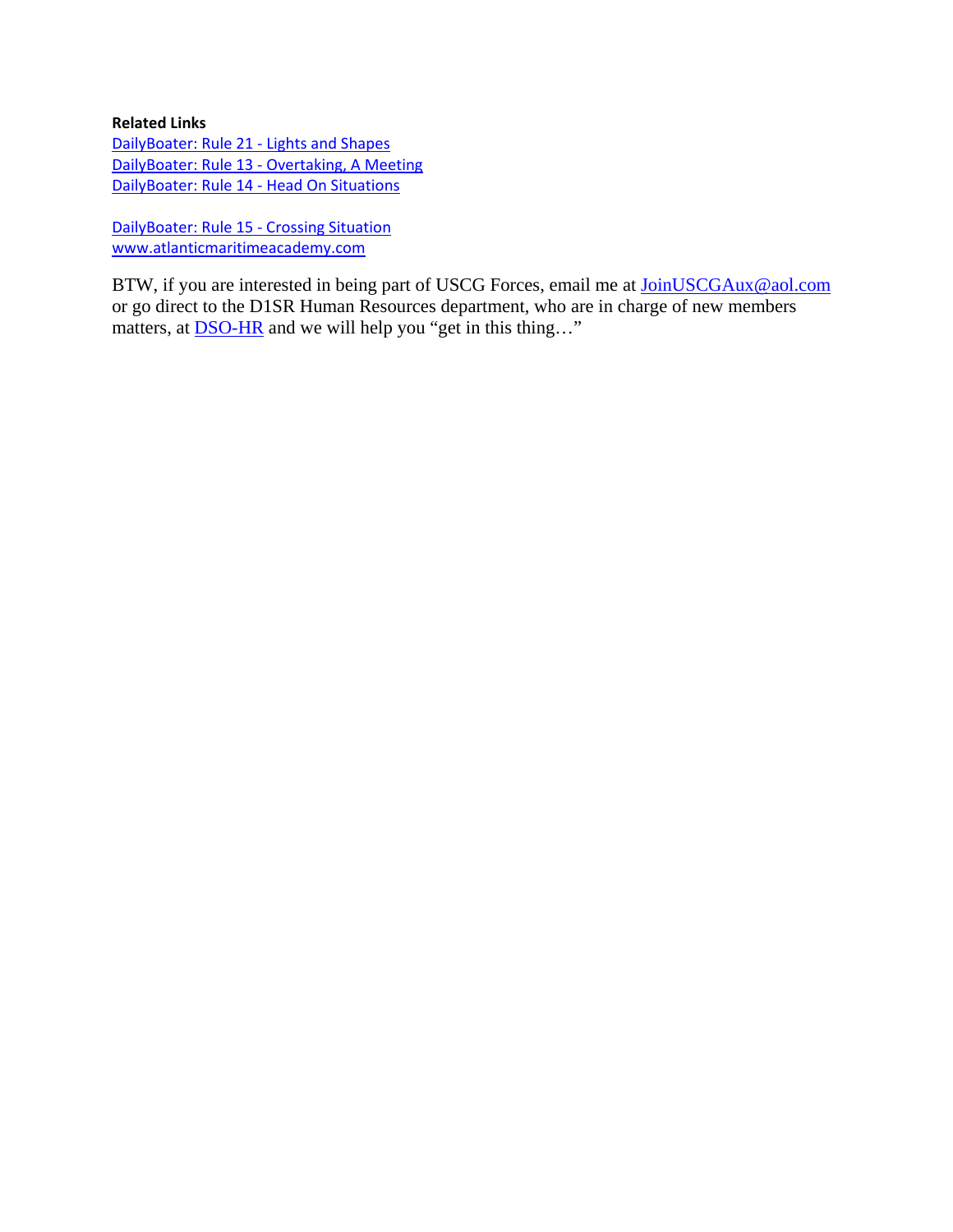**Related Links**

[DailyBoater: Rule 21 - Lights and Shapes](#)
[DailyBoater: Rule 13 - Overtaking, A Meeting](#)
[DailyBoater: Rule 14 - Head On Situations](#)

[DailyBoater: Rule 15 - Crossing Situation](#)
[www.atlanticmaritimeacademy.com](#)

BTW, if you are interested in being part of USCG Forces, email me at JoinUSCGAux@aol.com or go direct to the D1SR Human Resources department, who are in charge of new members matters, at [DSO-HR](#) and we will help you "get in this thing…"